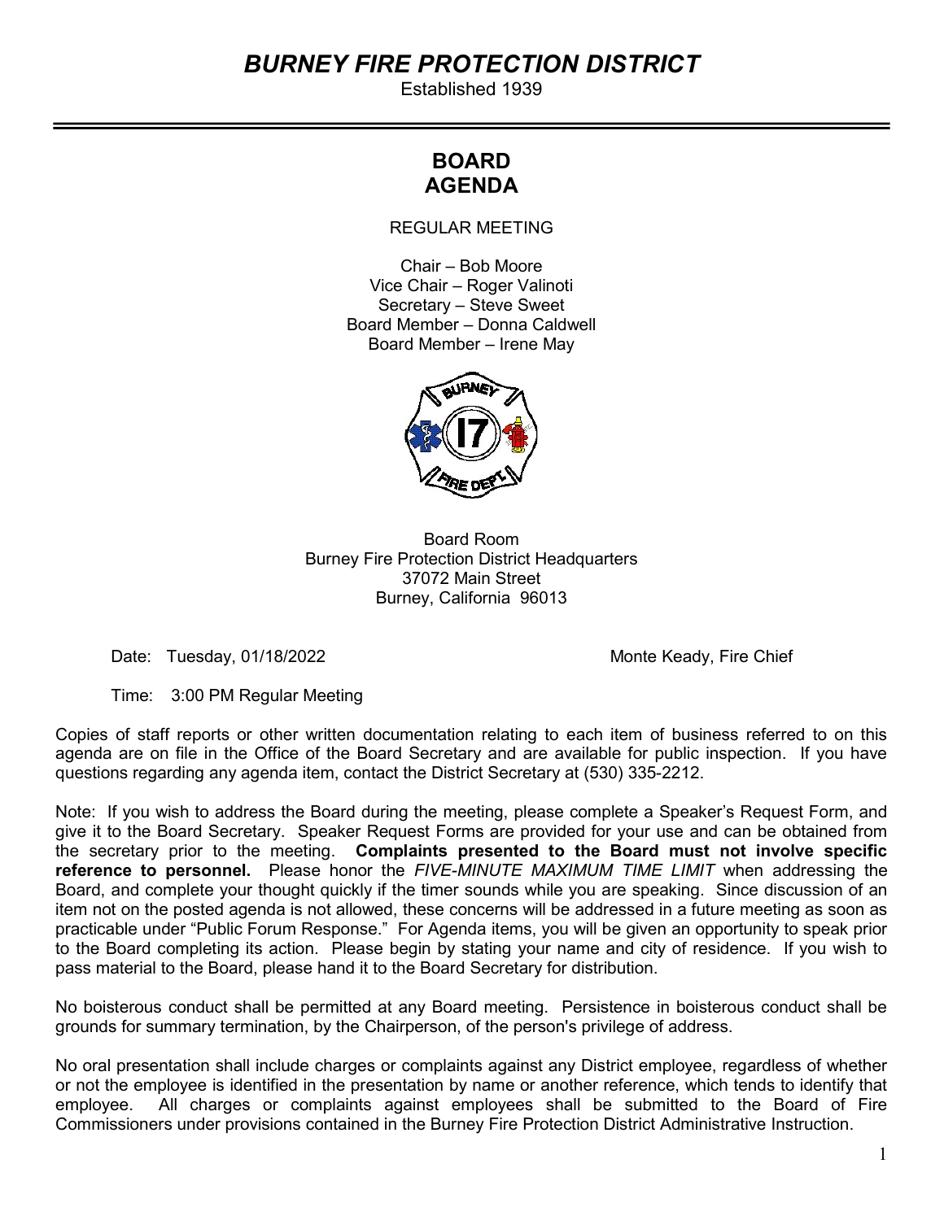# *BURNEY FIRE PROTECTION DISTRICT*

Established 1939

## BOARD AGENDA

REGULAR MEETING

Chair – Bob Moore
Vice Chair – Roger Valinoti
Secretary – Steve Sweet
Board Member – Donna Caldwell
Board Member – Irene May

Board Room
Burney Fire Protection District Headquarters
37072 Main Street
Burney, California 96013

Date: Tuesday, 01/18/2022 Monte Keady, Fire Chief

Time: 3:00 PM Regular Meeting

Copies of staff reports or other written documentation relating to each item of business referred to on this agenda are on file in the Office of the Board Secretary and are available for public inspection. If you have questions regarding any agenda item, contact the District Secretary at (530) 335-2212.

Note: If you wish to address the Board during the meeting, please complete a Speaker's Request Form, and give it to the Board Secretary. Speaker Request Forms are provided for your use and can be obtained from the secretary prior to the meeting. **Complaints presented to the Board must not involve specific reference to personnel.** Please honor the *FIVE-MINUTE MAXIMUM TIME LIMIT* when addressing the Board, and complete your thought quickly if the timer sounds while you are speaking. Since discussion of an item not on the posted agenda is not allowed, these concerns will be addressed in a future meeting as soon as practicable under "Public Forum Response." For Agenda items, you will be given an opportunity to speak prior to the Board completing its action. Please begin by stating your name and city of residence. If you wish to pass material to the Board, please hand it to the Board Secretary for distribution.

No boisterous conduct shall be permitted at any Board meeting. Persistence in boisterous conduct shall be grounds for summary termination, by the Chairperson, of the person's privilege of address.

No oral presentation shall include charges or complaints against any District employee, regardless of whether or not the employee is identified in the presentation by name or another reference, which tends to identify that employee. All charges or complaints against employees shall be submitted to the Board of Fire Commissioners under provisions contained in the Burney Fire Protection District Administrative Instruction.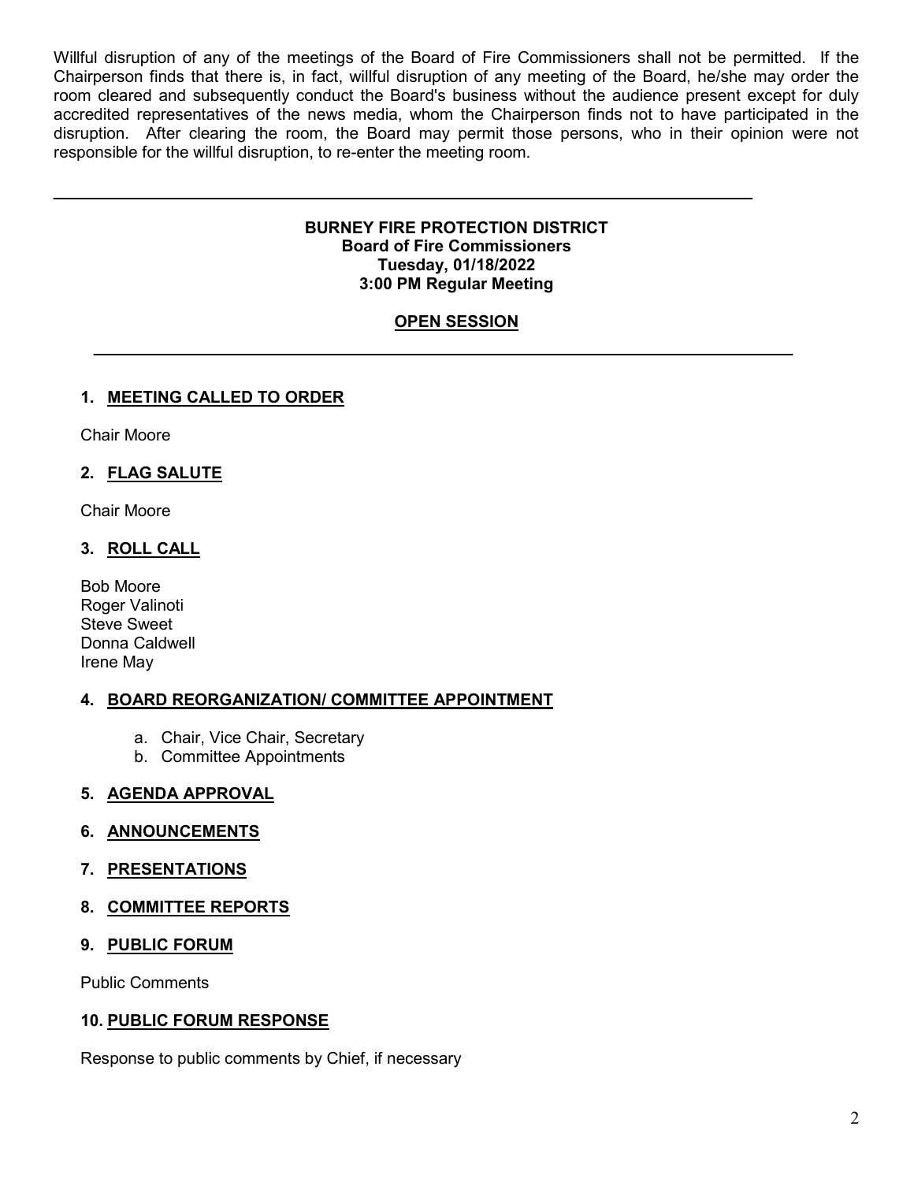Willful disruption of any of the meetings of the Board of Fire Commissioners shall not be permitted. If the Chairperson finds that there is, in fact, willful disruption of any meeting of the Board, he/she may order the room cleared and subsequently conduct the Board's business without the audience present except for duly accredited representatives of the news media, whom the Chairperson finds not to have participated in the disruption. After clearing the room, the Board may permit those persons, who in their opinion were not responsible for the willful disruption, to re-enter the meeting room.

---

**BURNEY FIRE PROTECTION DISTRICT**
**Board of Fire Commissioners**
**Tuesday, 01/18/2022**
**3:00 PM Regular Meeting**

**OPEN SESSION**

---

### 1. MEETING CALLED TO ORDER

Chair Moore

### 2. FLAG SALUTE

Chair Moore

### 3. ROLL CALL

Bob Moore
Roger Valinoti
Steve Sweet
Donna Caldwell
Irene May

### 4. BOARD REORGANIZATION/ COMMITTEE APPOINTMENT

a. Chair, Vice Chair, Secretary
b. Committee Appointments

### 5. AGENDA APPROVAL

### 6. ANNOUNCEMENTS

### 7. PRESENTATIONS

### 8. COMMITTEE REPORTS

### 9. PUBLIC FORUM

Public Comments

### 10. PUBLIC FORUM RESPONSE

Response to public comments by Chief, if necessary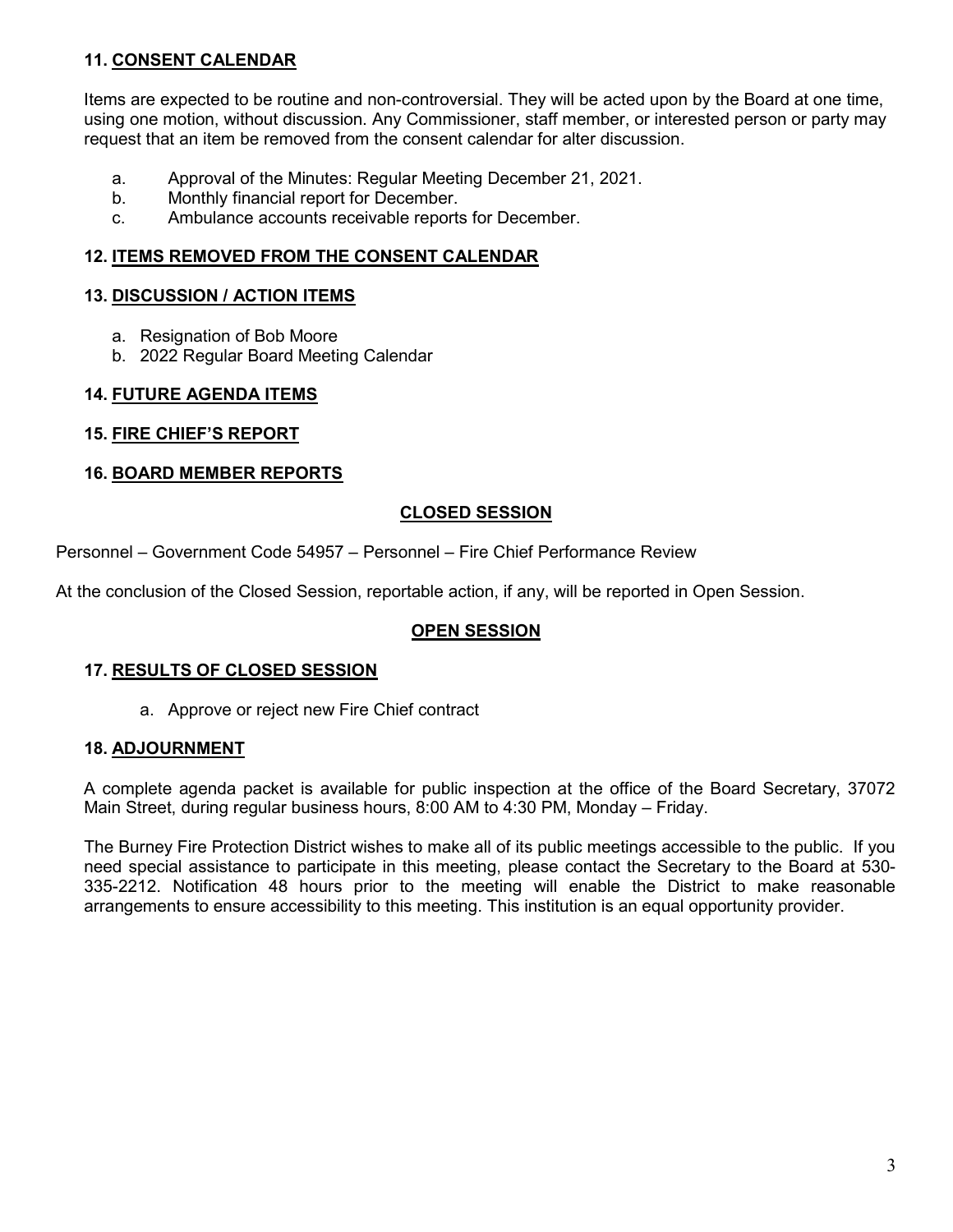## 11. CONSENT CALENDAR

Items are expected to be routine and non-controversial. They will be acted upon by the Board at one time, using one motion, without discussion. Any Commissioner, staff member, or interested person or party may request that an item be removed from the consent calendar for alter discussion.

a. Approval of the Minutes: Regular Meeting December 21, 2021.
b. Monthly financial report for December.
c. Ambulance accounts receivable reports for December.

## 12. ITEMS REMOVED FROM THE CONSENT CALENDAR

## 13. DISCUSSION / ACTION ITEMS

a. Resignation of Bob Moore
b. 2022 Regular Board Meeting Calendar

## 14. FUTURE AGENDA ITEMS

## 15. FIRE CHIEF'S REPORT

## 16. BOARD MEMBER REPORTS

## CLOSED SESSION

Personnel – Government Code 54957 – Personnel – Fire Chief Performance Review

At the conclusion of the Closed Session, reportable action, if any, will be reported in Open Session.

## OPEN SESSION

## 17. RESULTS OF CLOSED SESSION

a. Approve or reject new Fire Chief contract

## 18. ADJOURNMENT

A complete agenda packet is available for public inspection at the office of the Board Secretary, 37072 Main Street, during regular business hours, 8:00 AM to 4:30 PM, Monday – Friday.

The Burney Fire Protection District wishes to make all of its public meetings accessible to the public. If you need special assistance to participate in this meeting, please contact the Secretary to the Board at 530-335-2212. Notification 48 hours prior to the meeting will enable the District to make reasonable arrangements to ensure accessibility to this meeting. This institution is an equal opportunity provider.